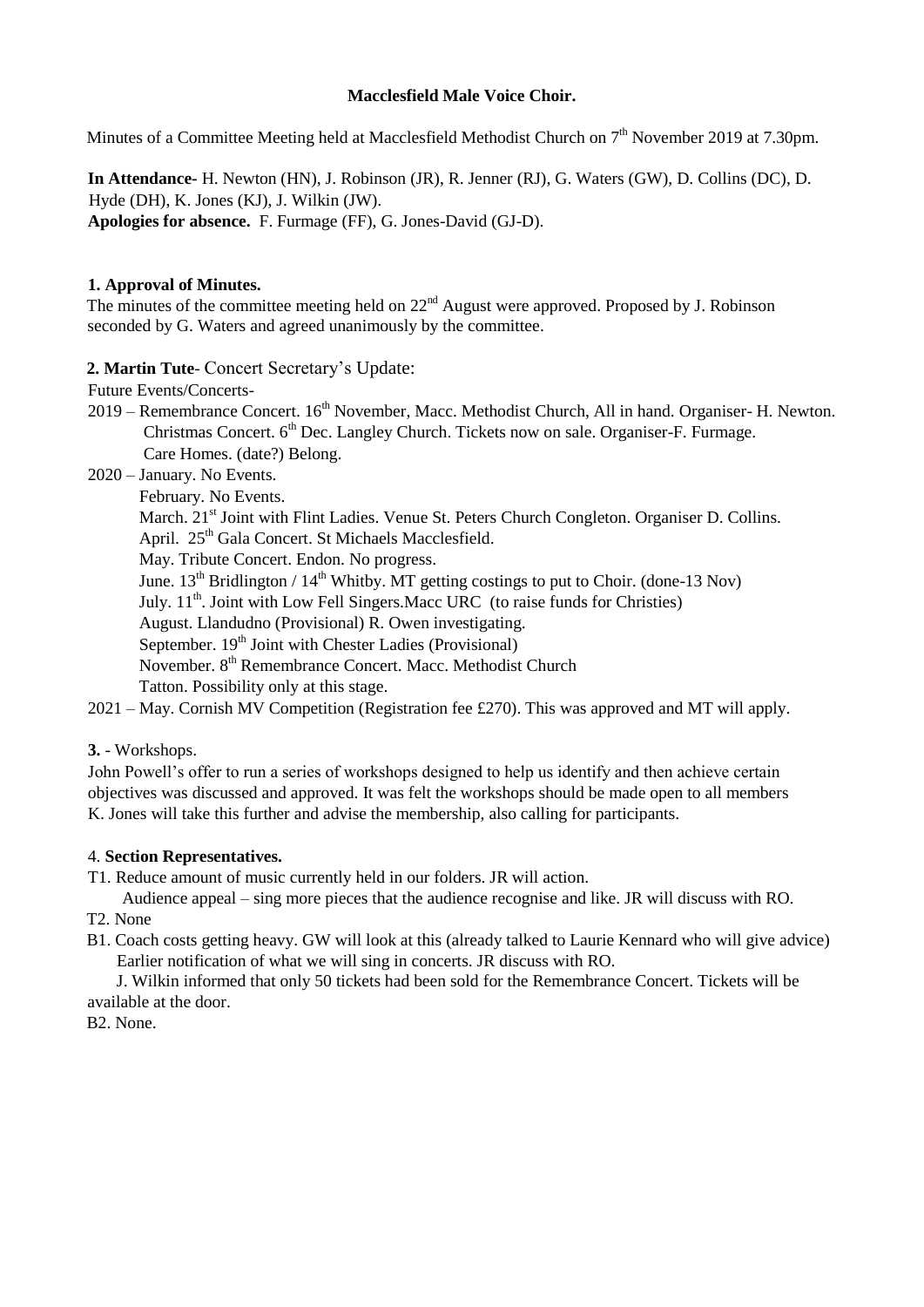**Macclesfield Male Voice Choir.**

Minutes of a Committee Meeting held at Macclesfield Methodist Church on 7th November 2019 at 7.30pm.

**In Attendance-** H. Newton (HN), J. Robinson (JR), R. Jenner (RJ), G. Waters (GW), D. Collins (DC), D. Hyde (DH), K. Jones (KJ), J. Wilkin (JW).
**Apologies for absence.** F. Furmage (FF), G. Jones-David (GJ-D).

**1. Approval of Minutes.**
The minutes of the committee meeting held on 22nd August were approved. Proposed by J. Robinson seconded by G. Waters and agreed unanimously by the committee.

**2. Martin Tute**- Concert Secretary's Update:
Future Events/Concerts-

2019 – Remembrance Concert. 16th November, Macc. Methodist Church, All in hand. Organiser- H. Newton.
Christmas Concert. 6th Dec. Langley Church. Tickets now on sale. Organiser-F. Furmage.
Care Homes. (date?) Belong.

2020 – January. No Events.
February. No Events.
March. 21st Joint with Flint Ladies. Venue St. Peters Church Congleton. Organiser D. Collins.
April. 25th Gala Concert. St Michaels Macclesfield.
May. Tribute Concert. Endon. No progress.
June. 13th Bridlington / 14th Whitby. MT getting costings to put to Choir. (done-13 Nov)
July. 11th. Joint with Low Fell Singers.Macc URC (to raise funds for Christies)
August. Llandudno (Provisional) R. Owen investigating.
September. 19th Joint with Chester Ladies (Provisional)
November. 8th Remembrance Concert. Macc. Methodist Church
Tatton. Possibility only at this stage.

2021 – May. Cornish MV Competition (Registration fee £270). This was approved and MT will apply.

**3.** - Workshops.
John Powell's offer to run a series of workshops designed to help us identify and then achieve certain objectives was discussed and approved. It was felt the workshops should be made open to all members K. Jones will take this further and advise the membership, also calling for participants.

4. **Section Representatives.**

T1. Reduce amount of music currently held in our folders. JR will action.
Audience appeal – sing more pieces that the audience recognise and like. JR will discuss with RO.

T2. None

B1. Coach costs getting heavy. GW will look at this (already talked to Laurie Kennard who will give advice)
Earlier notification of what we will sing in concerts. JR discuss with RO.
J. Wilkin informed that only 50 tickets had been sold for the Remembrance Concert. Tickets will be available at the door.

B2. None.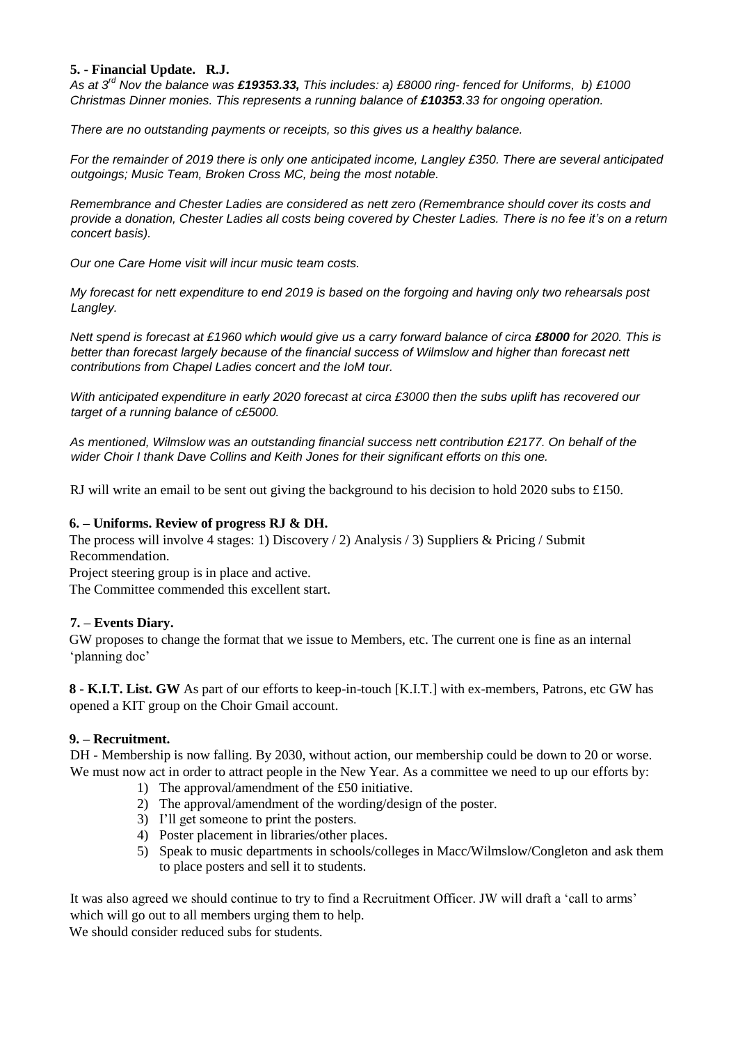**5. - Financial Update. R.J.**

*As at 3rd Nov the balance was **£19353.33,** This includes: a) £8000 ring- fenced for Uniforms, b) £1000 Christmas Dinner monies. This represents a running balance of **£10353**.33 for ongoing operation.*

*There are no outstanding payments or receipts, so this gives us a healthy balance.*

*For the remainder of 2019 there is only one anticipated income, Langley £350. There are several anticipated outgoings; Music Team, Broken Cross MC, being the most notable.*

*Remembrance and Chester Ladies are considered as nett zero (Remembrance should cover its costs and provide a donation, Chester Ladies all costs being covered by Chester Ladies. There is no fee it's on a return concert basis).*

*Our one Care Home visit will incur music team costs.*

*My forecast for nett expenditure to end 2019 is based on the forgoing and having only two rehearsals post Langley.*

*Nett spend is forecast at £1960 which would give us a carry forward balance of circa **£8000** for 2020. This is better than forecast largely because of the financial success of Wilmslow and higher than forecast nett contributions from Chapel Ladies concert and the IoM tour.*

*With anticipated expenditure in early 2020 forecast at circa £3000 then the subs uplift has recovered our target of a running balance of c£5000.*

*As mentioned, Wilmslow was an outstanding financial success nett contribution £2177. On behalf of the wider Choir I thank Dave Collins and Keith Jones for their significant efforts on this one.*

RJ will write an email to be sent out giving the background to his decision to hold 2020 subs to £150.

**6. – Uniforms. Review of progress RJ & DH.**

The process will involve 4 stages: 1) Discovery / 2) Analysis / 3) Suppliers & Pricing / Submit Recommendation.

Project steering group is in place and active.

The Committee commended this excellent start.

**7. – Events Diary.**

GW proposes to change the format that we issue to Members, etc. The current one is fine as an internal 'planning doc'

**8 - K.I.T. List. GW** As part of our efforts to keep-in-touch [K.I.T.] with ex-members, Patrons, etc GW has opened a KIT group on the Choir Gmail account.

**9. – Recruitment.**

DH - Membership is now falling. By 2030, without action, our membership could be down to 20 or worse. We must now act in order to attract people in the New Year. As a committee we need to up our efforts by:

1) The approval/amendment of the £50 initiative.
2) The approval/amendment of the wording/design of the poster.
3) I'll get someone to print the posters.
4) Poster placement in libraries/other places.
5) Speak to music departments in schools/colleges in Macc/Wilmslow/Congleton and ask them to place posters and sell it to students.

It was also agreed we should continue to try to find a Recruitment Officer. JW will draft a 'call to arms' which will go out to all members urging them to help.

We should consider reduced subs for students.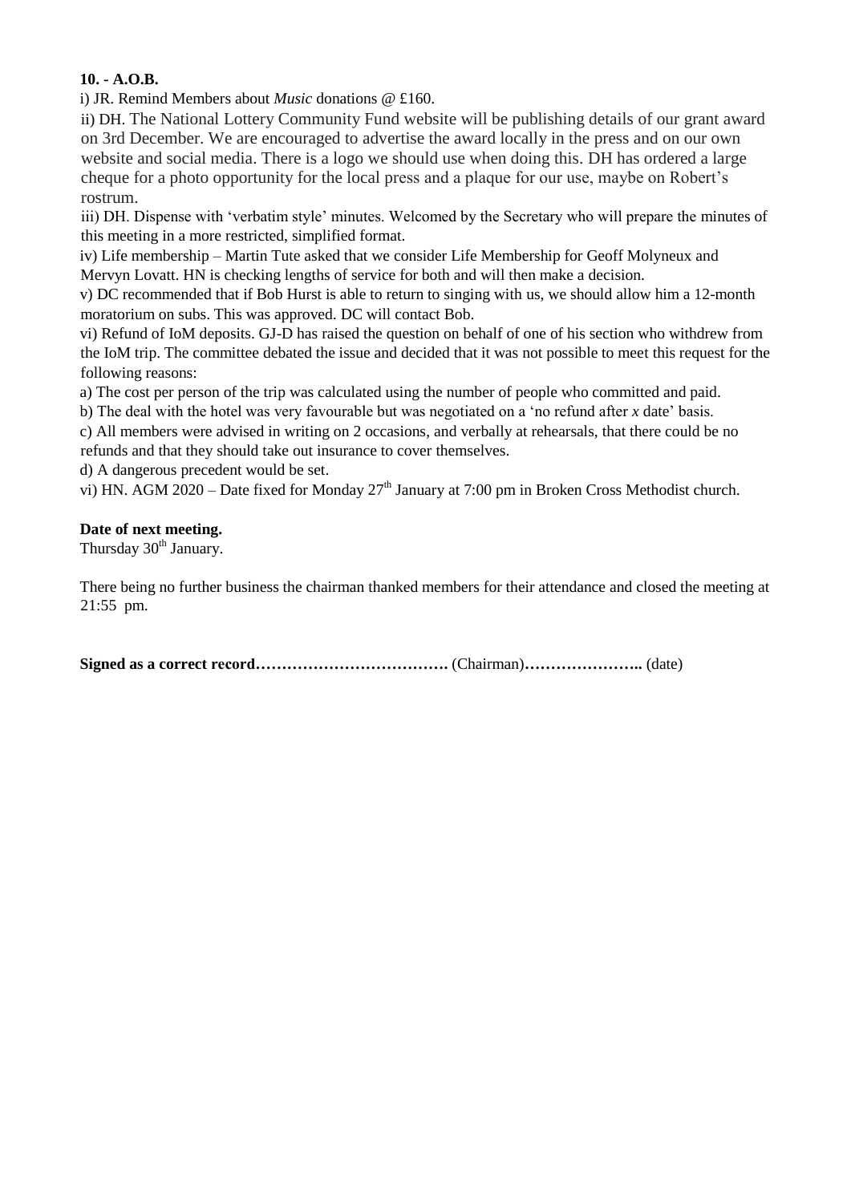**10. - A.O.B.**

i) JR. Remind Members about *Music* donations @ £160.

ii) DH. The National Lottery Community Fund website will be publishing details of our grant award on 3rd December. We are encouraged to advertise the award locally in the press and on our own website and social media. There is a logo we should use when doing this. DH has ordered a large cheque for a photo opportunity for the local press and a plaque for our use, maybe on Robert's rostrum.

iii) DH. Dispense with 'verbatim style' minutes. Welcomed by the Secretary who will prepare the minutes of this meeting in a more restricted, simplified format.

iv) Life membership – Martin Tute asked that we consider Life Membership for Geoff Molyneux and Mervyn Lovatt. HN is checking lengths of service for both and will then make a decision.

v) DC recommended that if Bob Hurst is able to return to singing with us, we should allow him a 12-month moratorium on subs. This was approved. DC will contact Bob.

vi) Refund of IoM deposits. GJ-D has raised the question on behalf of one of his section who withdrew from the IoM trip. The committee debated the issue and decided that it was not possible to meet this request for the following reasons:

a) The cost per person of the trip was calculated using the number of people who committed and paid.

b) The deal with the hotel was very favourable but was negotiated on a 'no refund after *x* date' basis.

c) All members were advised in writing on 2 occasions, and verbally at rehearsals, that there could be no refunds and that they should take out insurance to cover themselves.

d) A dangerous precedent would be set.

vi) HN. AGM 2020 – Date fixed for Monday 27th January at 7:00 pm in Broken Cross Methodist church.

**Date of next meeting.**

Thursday 30th January.

There being no further business the chairman thanked members for their attendance and closed the meeting at 21:55 pm.

**Signed as a correct record……………………………….** (Chairman)**…………………..** (date)